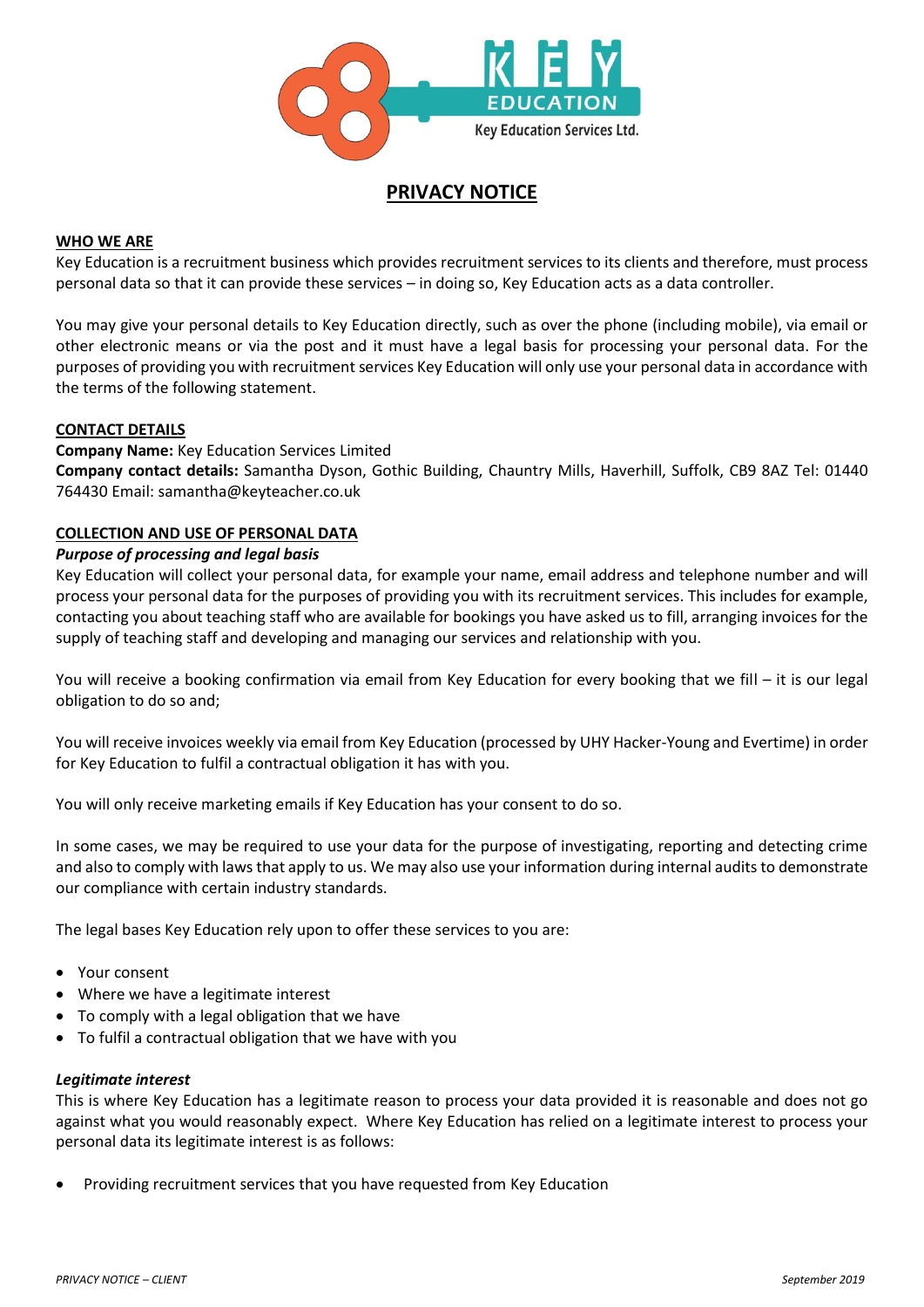# PRIVACY NOTICE

## WHO WE ARE

Key Education is a recruitment business which provides recruitment services to its clients and therefore, must process personal data so that it can provide these services – in doing so, Key Education acts as a data controller.

You may give your personal details to Key Education directly, such as over the phone (including mobile), via email or other electronic means or via the post and it must have a legal basis for processing your personal data. For the purposes of providing you with recruitment services Key Education will only use your personal data in accordance with the terms of the following statement.

## CONTACT DETAILS

**Company Name:** Key Education Services Limited
**Company contact details:** Samantha Dyson, Gothic Building, Chauntry Mills, Haverhill, Suffolk, CB9 8AZ Tel: 01440 764430 Email: samantha@keyteacher.co.uk

## COLLECTION AND USE OF PERSONAL DATA

### *Purpose of processing and legal basis*

Key Education will collect your personal data, for example your name, email address and telephone number and will process your personal data for the purposes of providing you with its recruitment services. This includes for example, contacting you about teaching staff who are available for bookings you have asked us to fill, arranging invoices for the supply of teaching staff and developing and managing our services and relationship with you.

You will receive a booking confirmation via email from Key Education for every booking that we fill – it is our legal obligation to do so and;

You will receive invoices weekly via email from Key Education (processed by UHY Hacker-Young and Evertime) in order for Key Education to fulfil a contractual obligation it has with you.

You will only receive marketing emails if Key Education has your consent to do so.

In some cases, we may be required to use your data for the purpose of investigating, reporting and detecting crime and also to comply with laws that apply to us. We may also use your information during internal audits to demonstrate our compliance with certain industry standards.

The legal bases Key Education rely upon to offer these services to you are:

- Your consent
- Where we have a legitimate interest
- To comply with a legal obligation that we have
- To fulfil a contractual obligation that we have with you

### *Legitimate interest*

This is where Key Education has a legitimate reason to process your data provided it is reasonable and does not go against what you would reasonably expect. Where Key Education has relied on a legitimate interest to process your personal data its legitimate interest is as follows:

- Providing recruitment services that you have requested from Key Education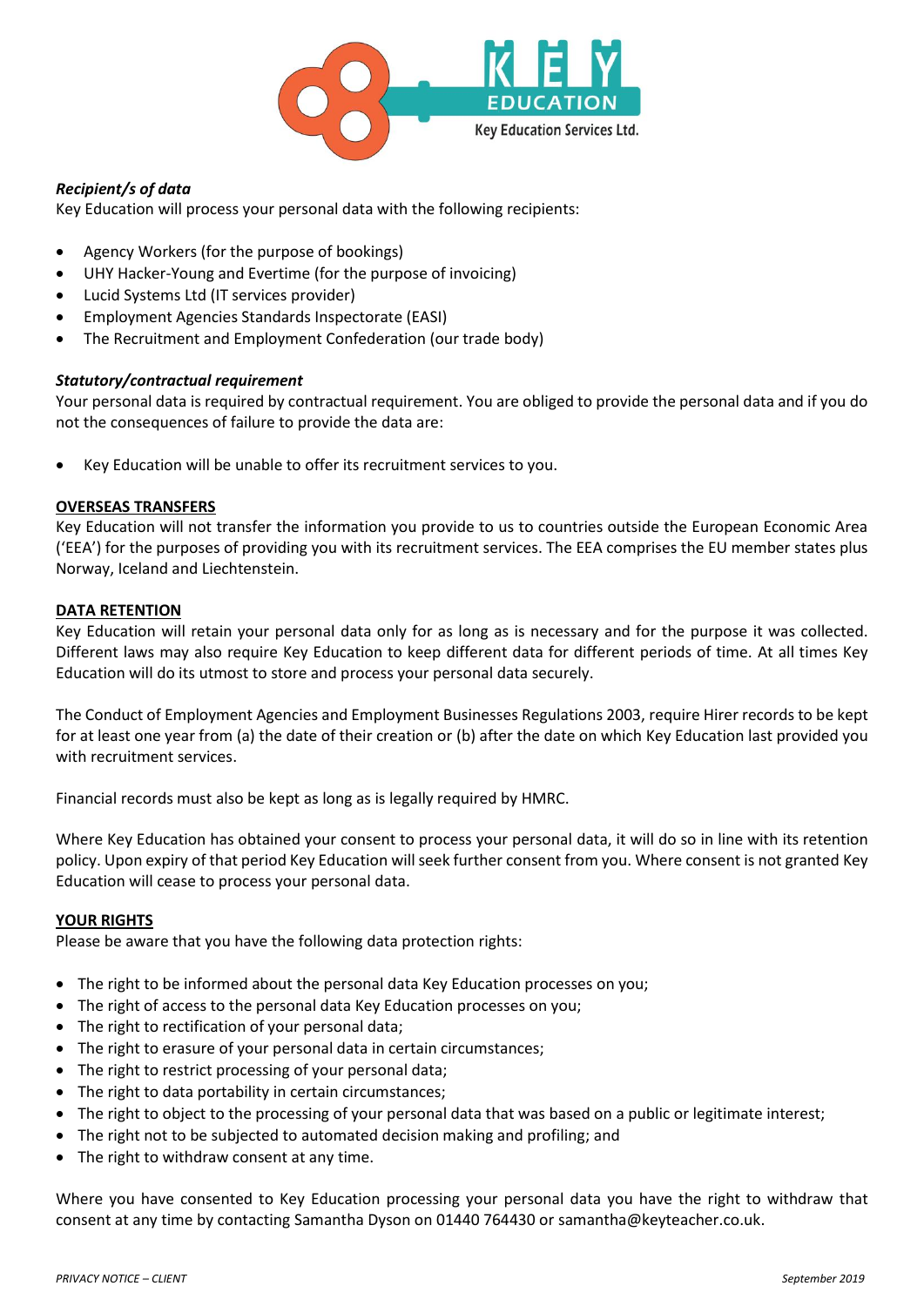***Recipient/s of data***
Key Education will process your personal data with the following recipients:

- Agency Workers (for the purpose of bookings)
- UHY Hacker-Young and Evertime (for the purpose of invoicing)
- Lucid Systems Ltd (IT services provider)
- Employment Agencies Standards Inspectorate (EASI)
- The Recruitment and Employment Confederation (our trade body)

***Statutory/contractual requirement***
Your personal data is required by contractual requirement. You are obliged to provide the personal data and if you do not the consequences of failure to provide the data are:

- Key Education will be unable to offer its recruitment services to you.

## OVERSEAS TRANSFERS

Key Education will not transfer the information you provide to us to countries outside the European Economic Area ('EEA') for the purposes of providing you with its recruitment services. The EEA comprises the EU member states plus Norway, Iceland and Liechtenstein.

## DATA RETENTION

Key Education will retain your personal data only for as long as is necessary and for the purpose it was collected. Different laws may also require Key Education to keep different data for different periods of time. At all times Key Education will do its utmost to store and process your personal data securely.

The Conduct of Employment Agencies and Employment Businesses Regulations 2003, require Hirer records to be kept for at least one year from (a) the date of their creation or (b) after the date on which Key Education last provided you with recruitment services.

Financial records must also be kept as long as is legally required by HMRC.

Where Key Education has obtained your consent to process your personal data, it will do so in line with its retention policy. Upon expiry of that period Key Education will seek further consent from you. Where consent is not granted Key Education will cease to process your personal data.

## YOUR RIGHTS

Please be aware that you have the following data protection rights:

- The right to be informed about the personal data Key Education processes on you;
- The right of access to the personal data Key Education processes on you;
- The right to rectification of your personal data;
- The right to erasure of your personal data in certain circumstances;
- The right to restrict processing of your personal data;
- The right to data portability in certain circumstances;
- The right to object to the processing of your personal data that was based on a public or legitimate interest;
- The right not to be subjected to automated decision making and profiling; and
- The right to withdraw consent at any time.

Where you have consented to Key Education processing your personal data you have the right to withdraw that consent at any time by contacting Samantha Dyson on 01440 764430 or samantha@keyteacher.co.uk.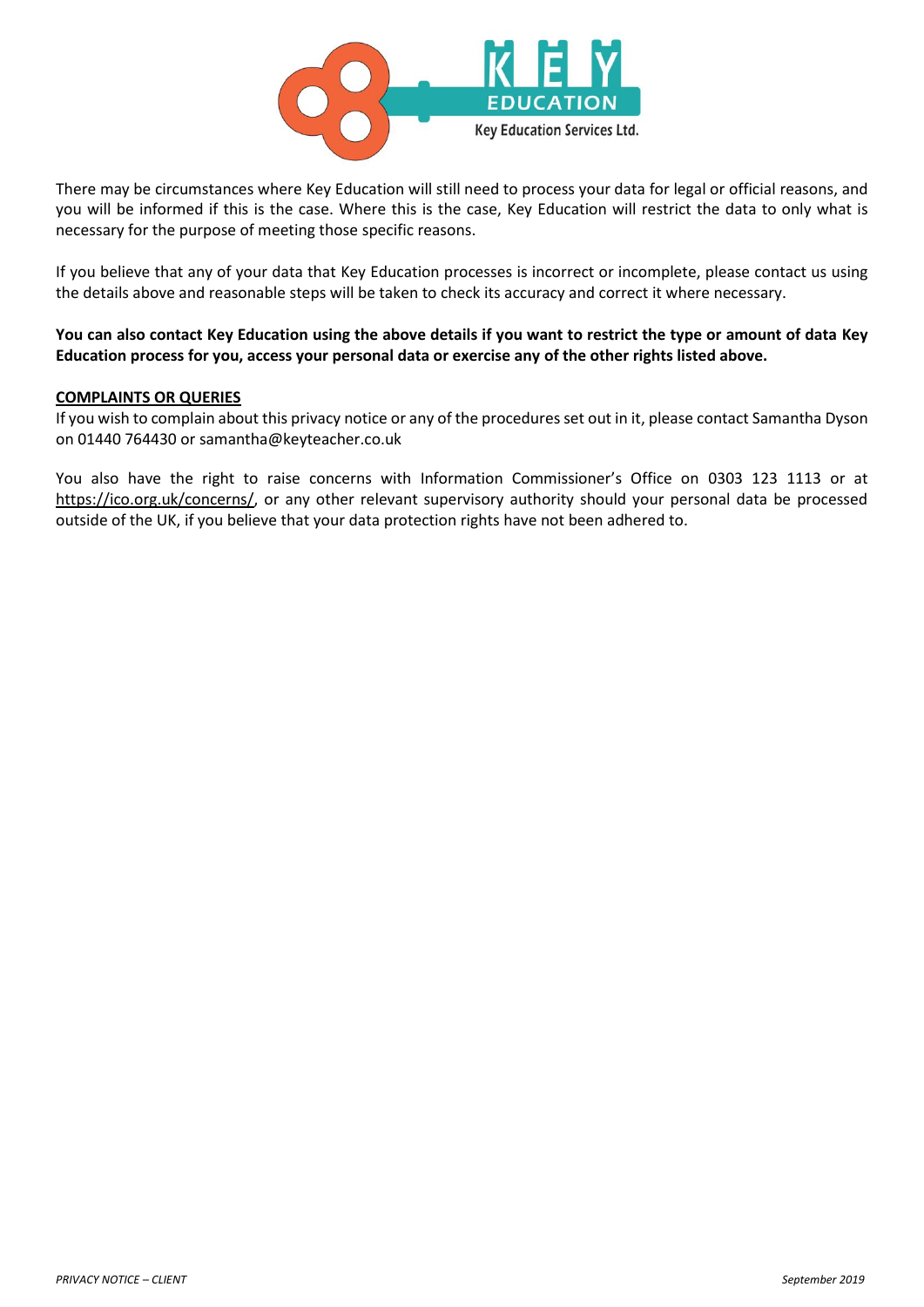There may be circumstances where Key Education will still need to process your data for legal or official reasons, and you will be informed if this is the case. Where this is the case, Key Education will restrict the data to only what is necessary for the purpose of meeting those specific reasons.

If you believe that any of your data that Key Education processes is incorrect or incomplete, please contact us using the details above and reasonable steps will be taken to check its accuracy and correct it where necessary.

**You can also contact Key Education using the above details if you want to restrict the type or amount of data Key Education process for you, access your personal data or exercise any of the other rights listed above.**

**COMPLAINTS OR QUERIES**

If you wish to complain about this privacy notice or any of the procedures set out in it, please contact Samantha Dyson on 01440 764430 or samantha@keyteacher.co.uk

You also have the right to raise concerns with Information Commissioner's Office on 0303 123 1113 or at https://ico.org.uk/concerns/, or any other relevant supervisory authority should your personal data be processed outside of the UK, if you believe that your data protection rights have not been adhered to.